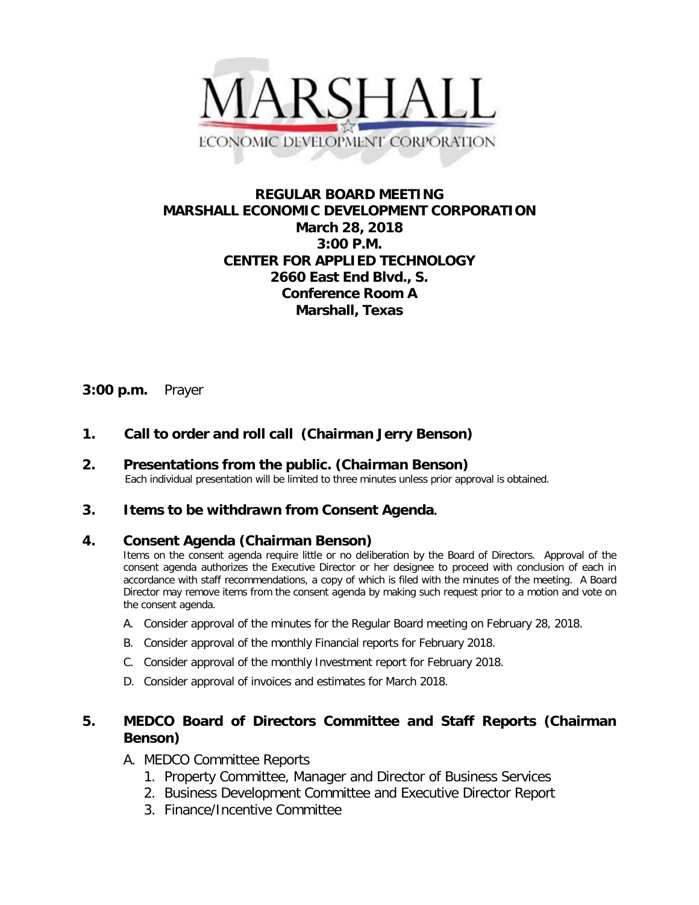MARSHALL
ECONOMIC DEVELOPMENT CORPORATION

# REGULAR BOARD MEETING
# MARSHALL ECONOMIC DEVELOPMENT CORPORATION
**March 28, 2018**
**3:00 P.M.**
**CENTER FOR APPLIED TECHNOLOGY**
**2660 East End Blvd., S.**
**Conference Room A**
**Marshall, Texas**

**3:00 p.m.** Prayer

**1. Call to order and roll call (Chairman Jerry Benson)**

**2. Presentations from the public. (Chairman Benson)**
Each individual presentation will be limited to three minutes unless prior approval is obtained.

**3. Items to be withdrawn from Consent Agenda.**

**4. Consent Agenda (Chairman Benson)**
Items on the consent agenda require little or no deliberation by the Board of Directors. Approval of the consent agenda authorizes the Executive Director or her designee to proceed with conclusion of each in accordance with staff recommendations, a copy of which is filed with the minutes of the meeting. A Board Director may remove items from the consent agenda by making such request prior to a motion and vote on the consent agenda.

A. Consider approval of the minutes for the Regular Board meeting on February 28, 2018.
B. Consider approval of the monthly Financial reports for February 2018.
C. Consider approval of the monthly Investment report for February 2018.
D. Consider approval of invoices and estimates for March 2018.

**5. MEDCO Board of Directors Committee and Staff Reports (Chairman Benson)**

A. MEDCO Committee Reports
   1. Property Committee, Manager and Director of Business Services
   2. Business Development Committee and Executive Director Report
   3. Finance/Incentive Committee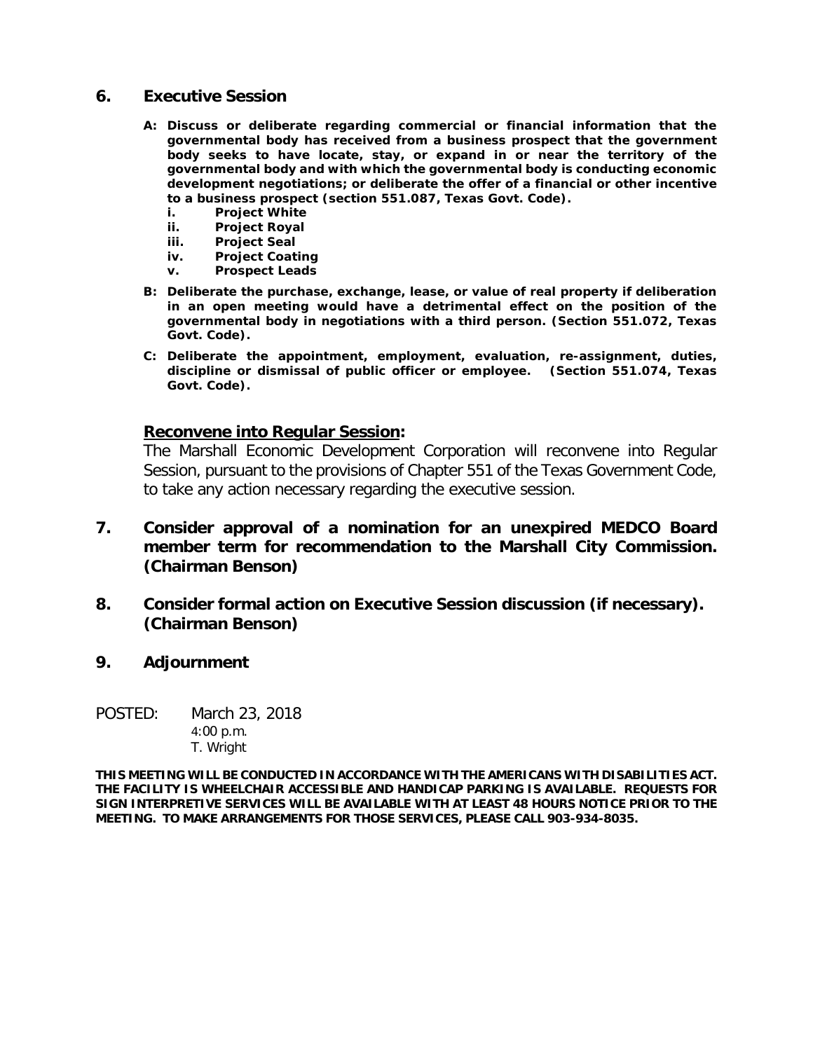## 6. Executive Session

**A: Discuss or deliberate regarding commercial or financial information that the governmental body has received from a business prospect that the government body seeks to have locate, stay, or expand in or near the territory of the governmental body and with which the governmental body is conducting economic development negotiations; or deliberate the offer of a financial or other incentive to a business prospect (section 551.087, Texas Govt. Code).**

- **i. Project White**
- **ii. Project Royal**
- **iii. Project Seal**
- **iv. Project Coating**
- **v. Prospect Leads**

**B: Deliberate the purchase, exchange, lease, or value of real property if deliberation in an open meeting would have a detrimental effect on the position of the governmental body in negotiations with a third person. (Section 551.072, Texas Govt. Code).**

**C: Deliberate the appointment, employment, evaluation, re-assignment, duties, discipline or dismissal of public officer or employee. (Section 551.074, Texas Govt. Code).**

**Reconvene into Regular Session:**

The Marshall Economic Development Corporation will reconvene into Regular Session, pursuant to the provisions of Chapter 551 of the Texas Government Code, to take any action necessary regarding the executive session.

## 7. Consider approval of a nomination for an unexpired MEDCO Board member term for recommendation to the Marshall City Commission. (Chairman Benson)

## 8. Consider formal action on Executive Session discussion (if necessary). (Chairman Benson)

## 9. Adjournment

POSTED: March 23, 2018
4:00 p.m.
T. Wright

**THIS MEETING WILL BE CONDUCTED IN ACCORDANCE WITH THE AMERICANS WITH DISABILITIES ACT. THE FACILITY IS WHEELCHAIR ACCESSIBLE AND HANDICAP PARKING IS AVAILABLE. REQUESTS FOR SIGN INTERPRETIVE SERVICES WILL BE AVAILABLE WITH AT LEAST 48 HOURS NOTICE PRIOR TO THE MEETING. TO MAKE ARRANGEMENTS FOR THOSE SERVICES, PLEASE CALL 903-934-8035.**